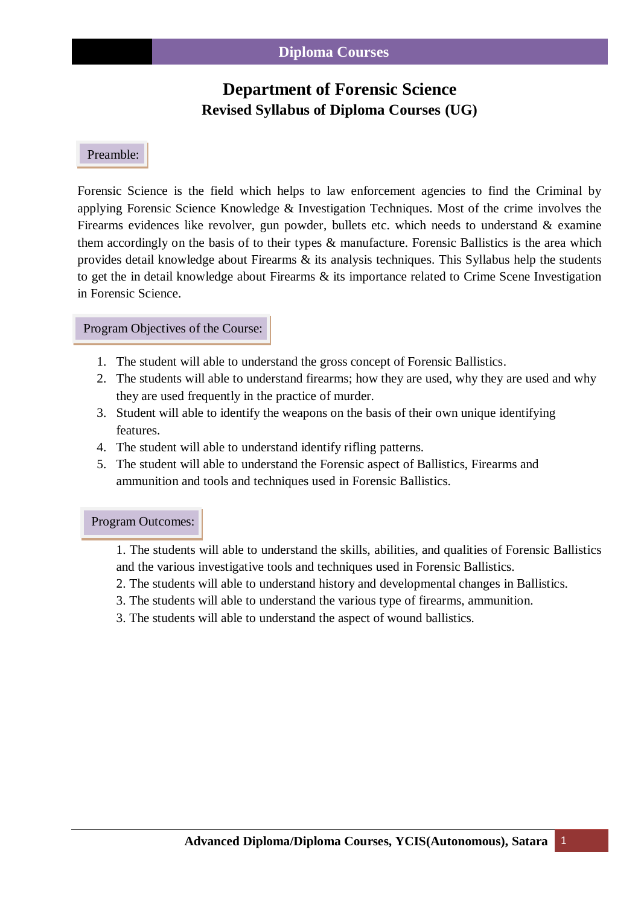# Department of Forensic Science

## Revised Syllabus of Diploma Courses (UG)

### Preamble:

Forensic Science is the field which helps to law enforcement agencies to find the Criminal by applying Forensic Science Knowledge & Investigation Techniques. Most of the crime involves the Firearms evidences like revolver, gun powder, bullets etc. which needs to understand & examine them accordingly on the basis of to their types & manufacture. Forensic Ballistics is the area which provides detail knowledge about Firearms & its analysis techniques. This Syllabus help the students to get the in detail knowledge about Firearms & its importance related to Crime Scene Investigation in Forensic Science.

### Program Objectives of the Course:

1. The student will able to understand the gross concept of Forensic Ballistics.
2. The students will able to understand firearms; how they are used, why they are used and why they are used frequently in the practice of murder.
3. Student will able to identify the weapons on the basis of their own unique identifying features.
4. The student will able to understand identify rifling patterns.
5. The student will able to understand the Forensic aspect of Ballistics, Firearms and ammunition and tools and techniques used in Forensic Ballistics.

### Program Outcomes:

1. The students will able to understand the skills, abilities, and qualities of Forensic Ballistics and the various investigative tools and techniques used in Forensic Ballistics.
2. The students will able to understand history and developmental changes in Ballistics.
3. The students will able to understand the various type of firearms, ammunition.
3. The students will able to understand the aspect of wound ballistics.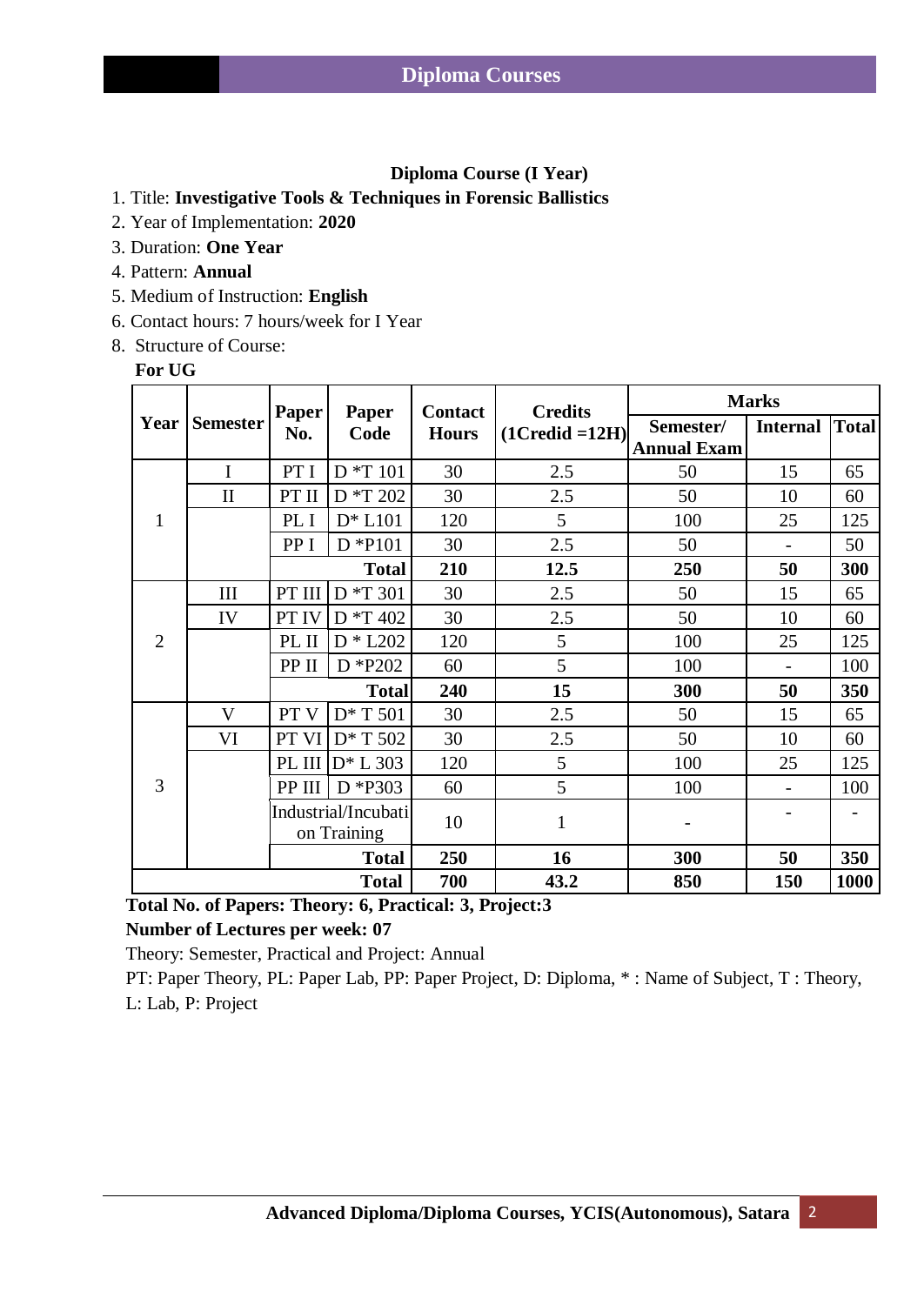## Diploma Course (I Year)

1. Title: **Investigative Tools & Techniques in Forensic Ballistics**
2. Year of Implementation: **2020**
3. Duration: **One Year**
4. Pattern: **Annual**
5. Medium of Instruction: **English**
6. Contact hours: 7 hours/week for I Year
8. Structure of Course:

**For UG**

| Year | Semester | Paper No. | Paper Code | Contact Hours | Credits (1Credid =12H) | Marks | | |
|---|---|---|---|---|---|---|---|---|
| | | | | | | Semester/ Annual Exam | Internal | Total |
| 1 | I | PT I | D *T 101 | 30 | 2.5 | 50 | 15 | 65 |
| | II | PT II | D *T 202 | 30 | 2.5 | 50 | 10 | 60 |
| | | PL I | D* L101 | 120 | 5 | 100 | 25 | 125 |
| | | PP I | D *P101 | 30 | 2.5 | 50 | - | 50 |
| | | | **Total** | **210** | **12.5** | **250** | **50** | **300** |
| 2 | III | PT III | D *T 301 | 30 | 2.5 | 50 | 15 | 65 |
| | IV | PT IV | D *T 402 | 30 | 2.5 | 50 | 10 | 60 |
| | | PL II | D * L202 | 120 | 5 | 100 | 25 | 125 |
| | | PP II | D *P202 | 60 | 5 | 100 | - | 100 |
| | | | **Total** | **240** | **15** | **300** | **50** | **350** |
| 3 | V | PT V | D* T 501 | 30 | 2.5 | 50 | 15 | 65 |
| | VI | PT VI | D* T 502 | 30 | 2.5 | 50 | 10 | 60 |
| | | PL III | D* L 303 | 120 | 5 | 100 | 25 | 125 |
| | | PP III | D *P303 | 60 | 5 | 100 | - | 100 |
| | | Industrial/Incubation Training | | 10 | 1 | - | - | - |
| | | | **Total** | **250** | **16** | **300** | **50** | **350** |
| **Total** | | | | **700** | **43.2** | **850** | **150** | **1000** |

**Total No. of Papers: Theory: 6, Practical: 3, Project:3**

**Number of Lectures per week: 07**

Theory: Semester, Practical and Project: Annual

PT: Paper Theory, PL: Paper Lab, PP: Paper Project, D: Diploma, * : Name of Subject, T : Theory, L: Lab, P: Project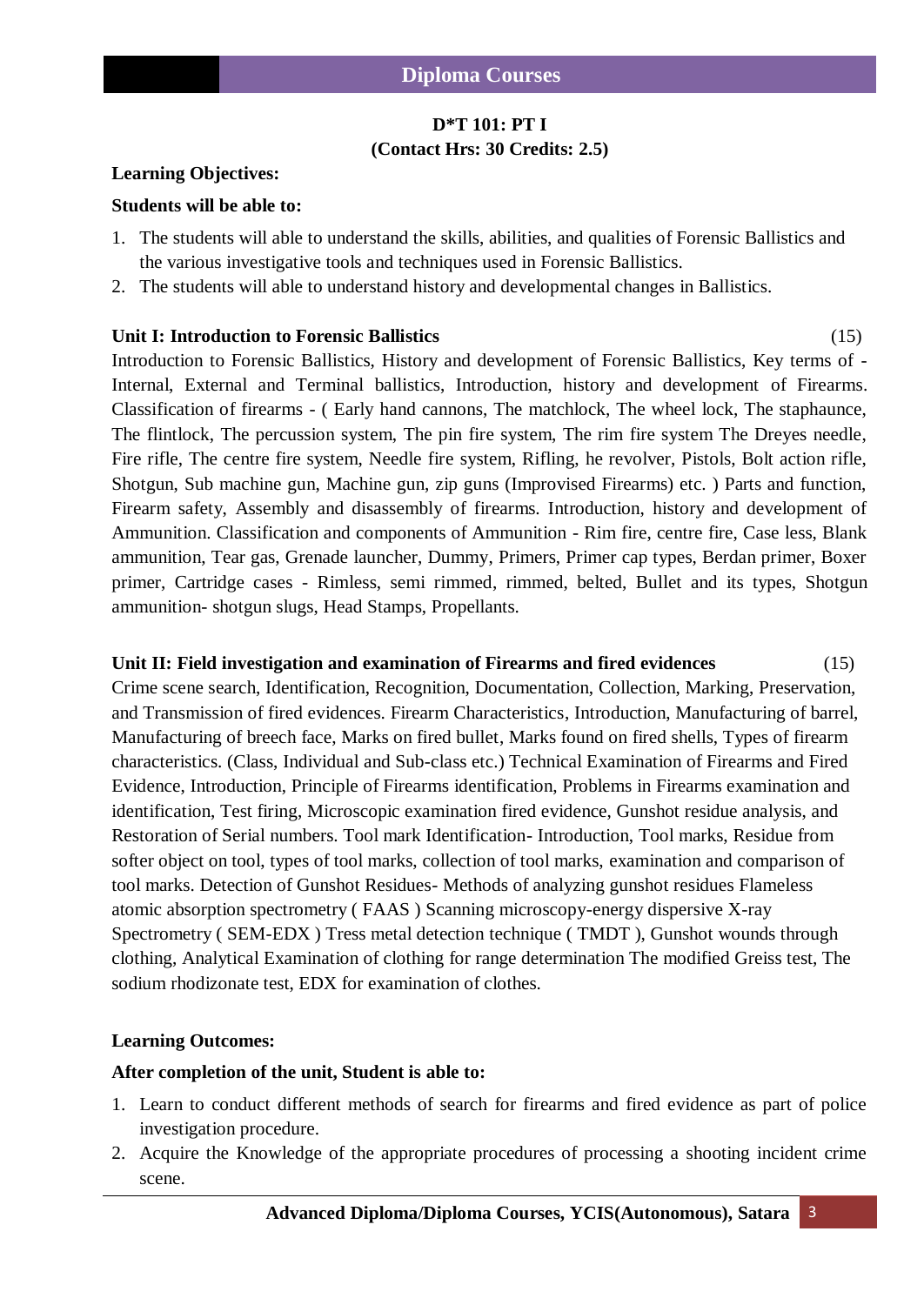## Diploma Courses

**D*T 101: PT I**
**(Contact Hrs: 30 Credits: 2.5)**

**Learning Objectives:**

**Students will be able to:**

1. The students will able to understand the skills, abilities, and qualities of Forensic Ballistics and the various investigative tools and techniques used in Forensic Ballistics.
2. The students will able to understand history and developmental changes in Ballistics.

**Unit I: Introduction to Forensic Ballistics** (15)

Introduction to Forensic Ballistics, History and development of Forensic Ballistics, Key terms of - Internal, External and Terminal ballistics, Introduction, history and development of Firearms. Classification of firearms - ( Early hand cannons, The matchlock, The wheel lock, The staphaunce, The flintlock, The percussion system, The pin fire system, The rim fire system The Dreyes needle, Fire rifle, The centre fire system, Needle fire system, Rifling, he revolver, Pistols, Bolt action rifle, Shotgun, Sub machine gun, Machine gun, zip guns (Improvised Firearms) etc. ) Parts and function, Firearm safety, Assembly and disassembly of firearms. Introduction, history and development of Ammunition. Classification and components of Ammunition - Rim fire, centre fire, Case less, Blank ammunition, Tear gas, Grenade launcher, Dummy, Primers, Primer cap types, Berdan primer, Boxer primer, Cartridge cases - Rimless, semi rimmed, rimmed, belted, Bullet and its types, Shotgun ammunition- shotgun slugs, Head Stamps, Propellants.

**Unit II: Field investigation and examination of Firearms and fired evidences** (15)

Crime scene search, Identification, Recognition, Documentation, Collection, Marking, Preservation, and Transmission of fired evidences. Firearm Characteristics, Introduction, Manufacturing of barrel, Manufacturing of breech face, Marks on fired bullet, Marks found on fired shells, Types of firearm characteristics. (Class, Individual and Sub-class etc.) Technical Examination of Firearms and Fired Evidence, Introduction, Principle of Firearms identification, Problems in Firearms examination and identification, Test firing, Microscopic examination fired evidence, Gunshot residue analysis, and Restoration of Serial numbers. Tool mark Identification- Introduction, Tool marks, Residue from softer object on tool, types of tool marks, collection of tool marks, examination and comparison of tool marks. Detection of Gunshot Residues- Methods of analyzing gunshot residues Flameless atomic absorption spectrometry ( FAAS ) Scanning microscopy-energy dispersive X-ray Spectrometry ( SEM-EDX ) Tress metal detection technique ( TMDT ), Gunshot wounds through clothing, Analytical Examination of clothing for range determination The modified Greiss test, The sodium rhodizonate test, EDX for examination of clothes.

**Learning Outcomes:**

**After completion of the unit, Student is able to:**

1. Learn to conduct different methods of search for firearms and fired evidence as part of police investigation procedure.
2. Acquire the Knowledge of the appropriate procedures of processing a shooting incident crime scene.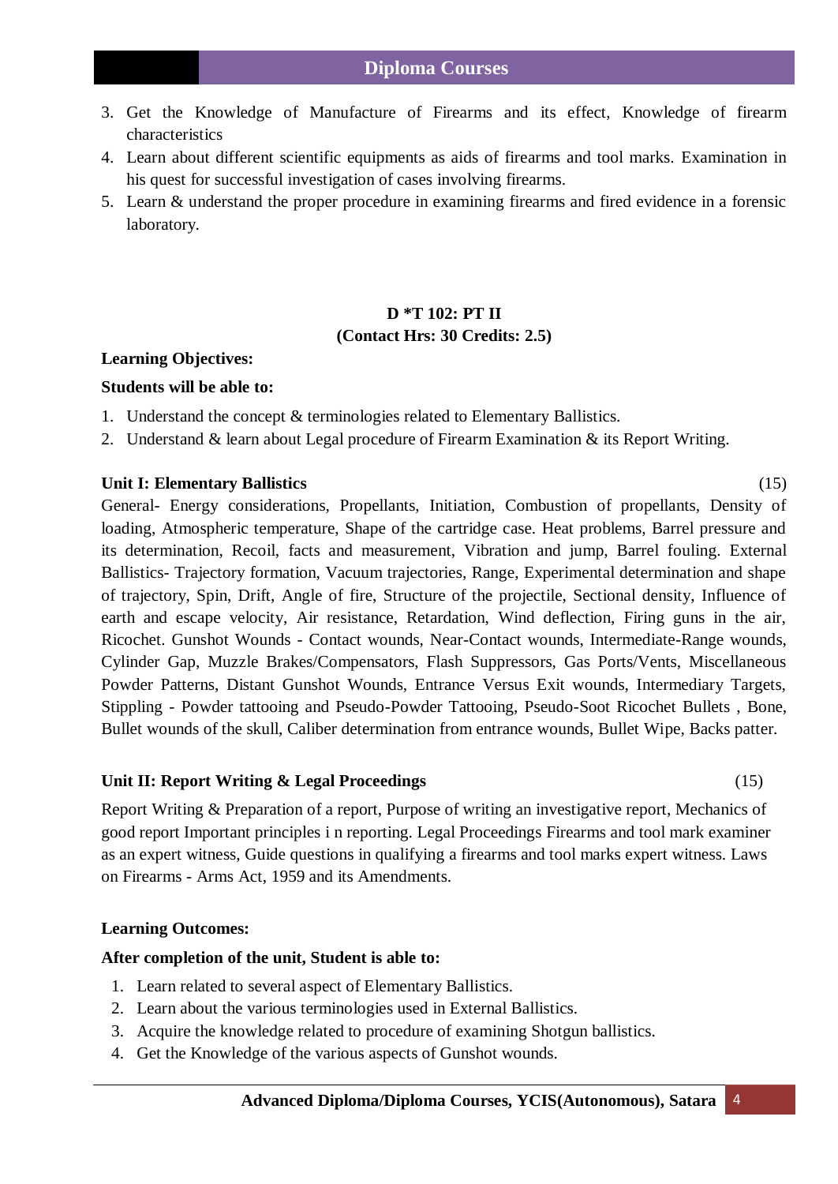3. Get the Knowledge of Manufacture of Firearms and its effect, Knowledge of firearm characteristics
4. Learn about different scientific equipments as aids of firearms and tool marks. Examination in his quest for successful investigation of cases involving firearms.
5. Learn & understand the proper procedure in examining firearms and fired evidence in a forensic laboratory.

**D *T 102: PT II**
**(Contact Hrs: 30 Credits: 2.5)**

**Learning Objectives:**

**Students will be able to:**

1. Understand the concept & terminologies related to Elementary Ballistics.
2. Understand & learn about Legal procedure of Firearm Examination & its Report Writing.

**Unit I: Elementary Ballistics** (15)

General- Energy considerations, Propellants, Initiation, Combustion of propellants, Density of loading, Atmospheric temperature, Shape of the cartridge case. Heat problems, Barrel pressure and its determination, Recoil, facts and measurement, Vibration and jump, Barrel fouling. External Ballistics- Trajectory formation, Vacuum trajectories, Range, Experimental determination and shape of trajectory, Spin, Drift, Angle of fire, Structure of the projectile, Sectional density, Influence of earth and escape velocity, Air resistance, Retardation, Wind deflection, Firing guns in the air, Ricochet. Gunshot Wounds - Contact wounds, Near-Contact wounds, Intermediate-Range wounds, Cylinder Gap, Muzzle Brakes/Compensators, Flash Suppressors, Gas Ports/Vents, Miscellaneous Powder Patterns, Distant Gunshot Wounds, Entrance Versus Exit wounds, Intermediary Targets, Stippling - Powder tattooing and Pseudo-Powder Tattooing, Pseudo-Soot Ricochet Bullets , Bone, Bullet wounds of the skull, Caliber determination from entrance wounds, Bullet Wipe, Backs patter.

**Unit II: Report Writing & Legal Proceedings** (15)

Report Writing & Preparation of a report, Purpose of writing an investigative report, Mechanics of good report Important principles i n reporting. Legal Proceedings Firearms and tool mark examiner as an expert witness, Guide questions in qualifying a firearms and tool marks expert witness. Laws on Firearms - Arms Act, 1959 and its Amendments.

**Learning Outcomes:**

**After completion of the unit, Student is able to:**

1. Learn related to several aspect of Elementary Ballistics.
2. Learn about the various terminologies used in External Ballistics.
3. Acquire the knowledge related to procedure of examining Shotgun ballistics.
4. Get the Knowledge of the various aspects of Gunshot wounds.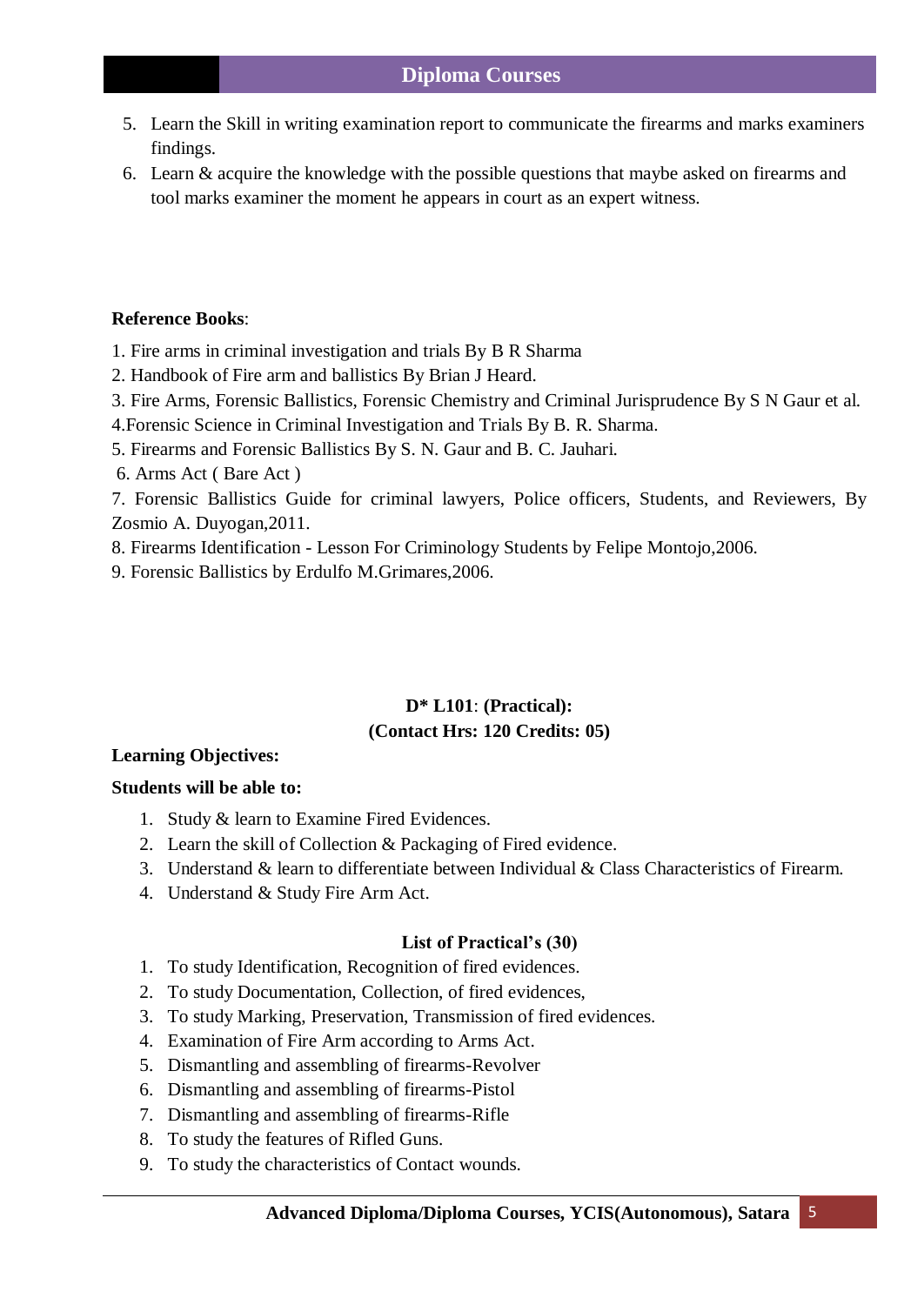5. Learn the Skill in writing examination report to communicate the firearms and marks examiners findings.
6. Learn & acquire the knowledge with the possible questions that maybe asked on firearms and tool marks examiner the moment he appears in court as an expert witness.

**Reference Books**:

1. Fire arms in criminal investigation and trials By B R Sharma
2. Handbook of Fire arm and ballistics By Brian J Heard.
3. Fire Arms, Forensic Ballistics, Forensic Chemistry and Criminal Jurisprudence By S N Gaur et al.
4. Forensic Science in Criminal Investigation and Trials By B. R. Sharma.
5. Firearms and Forensic Ballistics By S. N. Gaur and B. C. Jauhari.
6. Arms Act ( Bare Act )
7. Forensic Ballistics Guide for criminal lawyers, Police officers, Students, and Reviewers, By Zosmio A. Duyogan,2011.
8. Firearms Identification - Lesson For Criminology Students by Felipe Montojo,2006.
9. Forensic Ballistics by Erdulfo M.Grimares,2006.

**D\* L101**: **(Practical):**
**(Contact Hrs: 120 Credits: 05)**

**Learning Objectives:**

**Students will be able to:**

1. Study & learn to Examine Fired Evidences.
2. Learn the skill of Collection & Packaging of Fired evidence.
3. Understand & learn to differentiate between Individual & Class Characteristics of Firearm.
4. Understand & Study Fire Arm Act.

**List of Practical's (30)**

1. To study Identification, Recognition of fired evidences.
2. To study Documentation, Collection, of fired evidences,
3. To study Marking, Preservation, Transmission of fired evidences.
4. Examination of Fire Arm according to Arms Act.
5. Dismantling and assembling of firearms-Revolver
6. Dismantling and assembling of firearms-Pistol
7. Dismantling and assembling of firearms-Rifle
8. To study the features of Rifled Guns.
9. To study the characteristics of Contact wounds.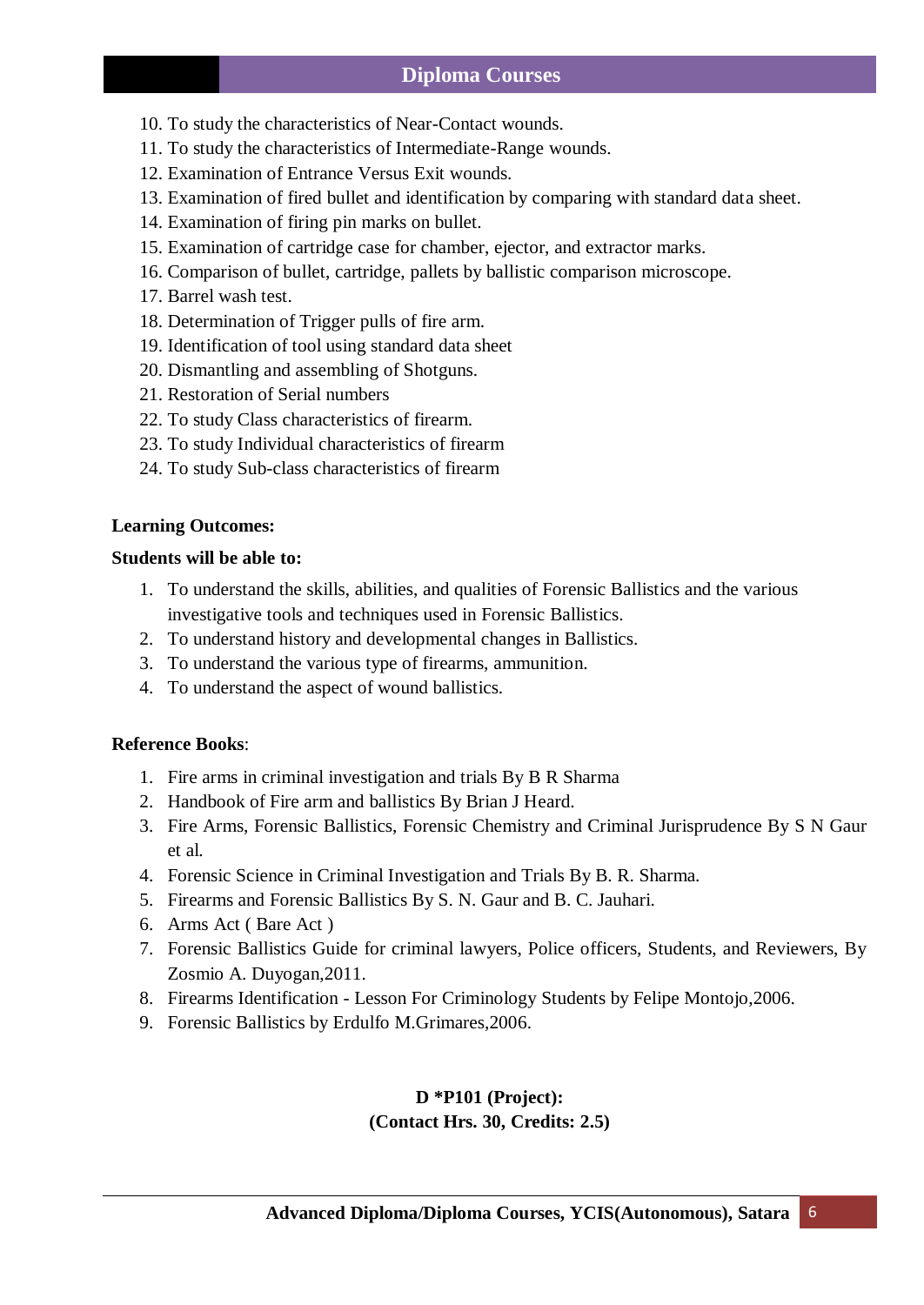10. To study the characteristics of Near-Contact wounds.
11. To study the characteristics of Intermediate-Range wounds.
12. Examination of Entrance Versus Exit wounds.
13. Examination of fired bullet and identification by comparing with standard data sheet.
14. Examination of firing pin marks on bullet.
15. Examination of cartridge case for chamber, ejector, and extractor marks.
16. Comparison of bullet, cartridge, pallets by ballistic comparison microscope.
17. Barrel wash test.
18. Determination of Trigger pulls of fire arm.
19. Identification of tool using standard data sheet
20. Dismantling and assembling of Shotguns.
21. Restoration of Serial numbers
22. To study Class characteristics of firearm.
23. To study Individual characteristics of firearm
24. To study Sub-class characteristics of firearm

**Learning Outcomes:**

**Students will be able to:**

1. To understand the skills, abilities, and qualities of Forensic Ballistics and the various investigative tools and techniques used in Forensic Ballistics.
2. To understand history and developmental changes in Ballistics.
3. To understand the various type of firearms, ammunition.
4. To understand the aspect of wound ballistics.

**Reference Books**:

1. Fire arms in criminal investigation and trials By B R Sharma
2. Handbook of Fire arm and ballistics By Brian J Heard.
3. Fire Arms, Forensic Ballistics, Forensic Chemistry and Criminal Jurisprudence By S N Gaur et al.
4. Forensic Science in Criminal Investigation and Trials By B. R. Sharma.
5. Firearms and Forensic Ballistics By S. N. Gaur and B. C. Jauhari.
6. Arms Act ( Bare Act )
7. Forensic Ballistics Guide for criminal lawyers, Police officers, Students, and Reviewers, By Zosmio A. Duyogan,2011.
8. Firearms Identification - Lesson For Criminology Students by Felipe Montojo,2006.
9. Forensic Ballistics by Erdulfo M.Grimares,2006.

**D *P101 (Project):**
**(Contact Hrs. 30, Credits: 2.5)**